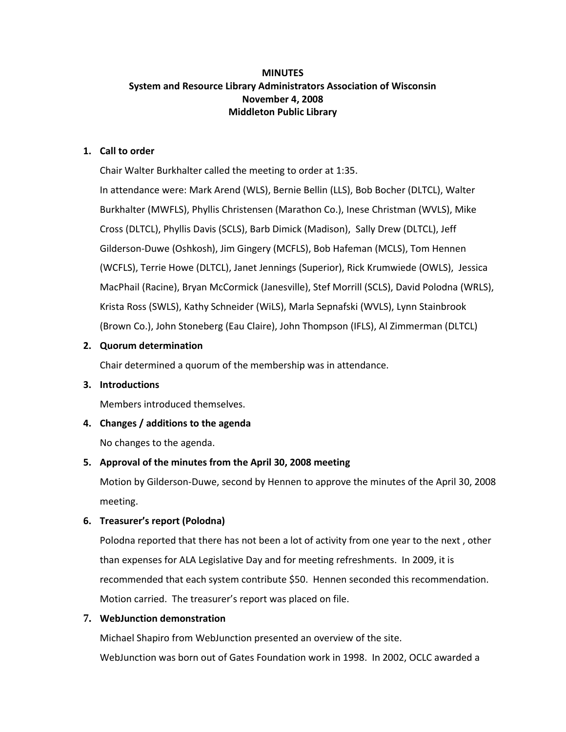# MINUTES

## System and Resource Library Administrators Association of Wisconsin

## November 4, 2008

## Middleton Public Library

1. **Call to order**

   Chair Walter Burkhalter called the meeting to order at 1:35.

   In attendance were: Mark Arend (WLS), Bernie Bellin (LLS), Bob Bocher (DLTCL), Walter Burkhalter (MWFLS), Phyllis Christensen (Marathon Co.), Inese Christman (WVLS), Mike Cross (DLTCL), Phyllis Davis (SCLS), Barb Dimick (Madison), Sally Drew (DLTCL), Jeff Gilderson-Duwe (Oshkosh), Jim Gingery (MCFLS), Bob Hafeman (MCLS), Tom Hennen (WCFLS), Terrie Howe (DLTCL), Janet Jennings (Superior), Rick Krumwiede (OWLS), Jessica MacPhail (Racine), Bryan McCormick (Janesville), Stef Morrill (SCLS), David Polodna (WRLS), Krista Ross (SWLS), Kathy Schneider (WiLS), Marla Sepnafski (WVLS), Lynn Stainbrook (Brown Co.), John Stoneberg (Eau Claire), John Thompson (IFLS), Al Zimmerman (DLTCL)

2. **Quorum determination**

   Chair determined a quorum of the membership was in attendance.

3. **Introductions**

   Members introduced themselves.

4. **Changes / additions to the agenda**

   No changes to the agenda.

5. **Approval of the minutes from the April 30, 2008 meeting**

   Motion by Gilderson-Duwe, second by Hennen to approve the minutes of the April 30, 2008 meeting.

6. **Treasurer's report (Polodna)**

   Polodna reported that there has not been a lot of activity from one year to the next , other than expenses for ALA Legislative Day and for meeting refreshments. In 2009, it is recommended that each system contribute $50. Hennen seconded this recommendation. Motion carried. The treasurer's report was placed on file.

7. **WebJunction demonstration**

   Michael Shapiro from WebJunction presented an overview of the site.

   WebJunction was born out of Gates Foundation work in 1998. In 2002, OCLC awarded a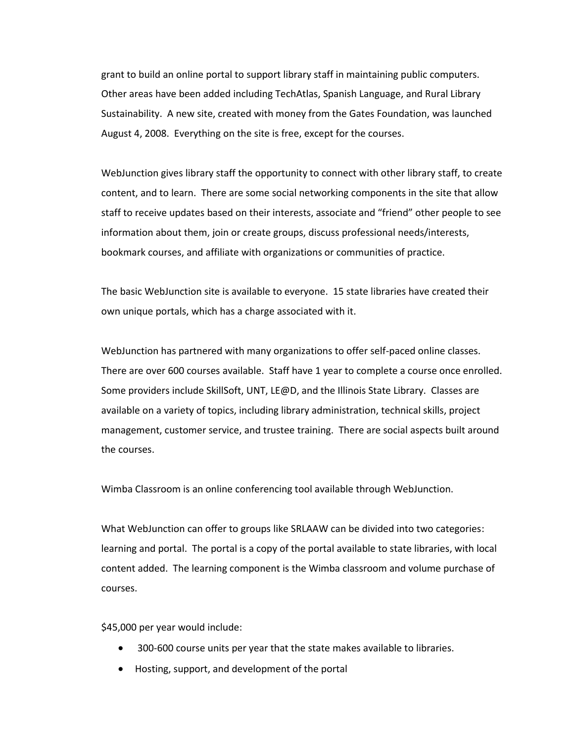grant to build an online portal to support library staff in maintaining public computers. Other areas have been added including TechAtlas, Spanish Language, and Rural Library Sustainability. A new site, created with money from the Gates Foundation, was launched August 4, 2008. Everything on the site is free, except for the courses.

WebJunction gives library staff the opportunity to connect with other library staff, to create content, and to learn. There are some social networking components in the site that allow staff to receive updates based on their interests, associate and "friend" other people to see information about them, join or create groups, discuss professional needs/interests, bookmark courses, and affiliate with organizations or communities of practice.

The basic WebJunction site is available to everyone. 15 state libraries have created their own unique portals, which has a charge associated with it.

WebJunction has partnered with many organizations to offer self-paced online classes. There are over 600 courses available. Staff have 1 year to complete a course once enrolled. Some providers include SkillSoft, UNT, LE@D, and the Illinois State Library. Classes are available on a variety of topics, including library administration, technical skills, project management, customer service, and trustee training. There are social aspects built around the courses.

Wimba Classroom is an online conferencing tool available through WebJunction.

What WebJunction can offer to groups like SRLAAW can be divided into two categories: learning and portal. The portal is a copy of the portal available to state libraries, with local content added. The learning component is the Wimba classroom and volume purchase of courses.

$45,000 per year would include:

- 300-600 course units per year that the state makes available to libraries.
- Hosting, support, and development of the portal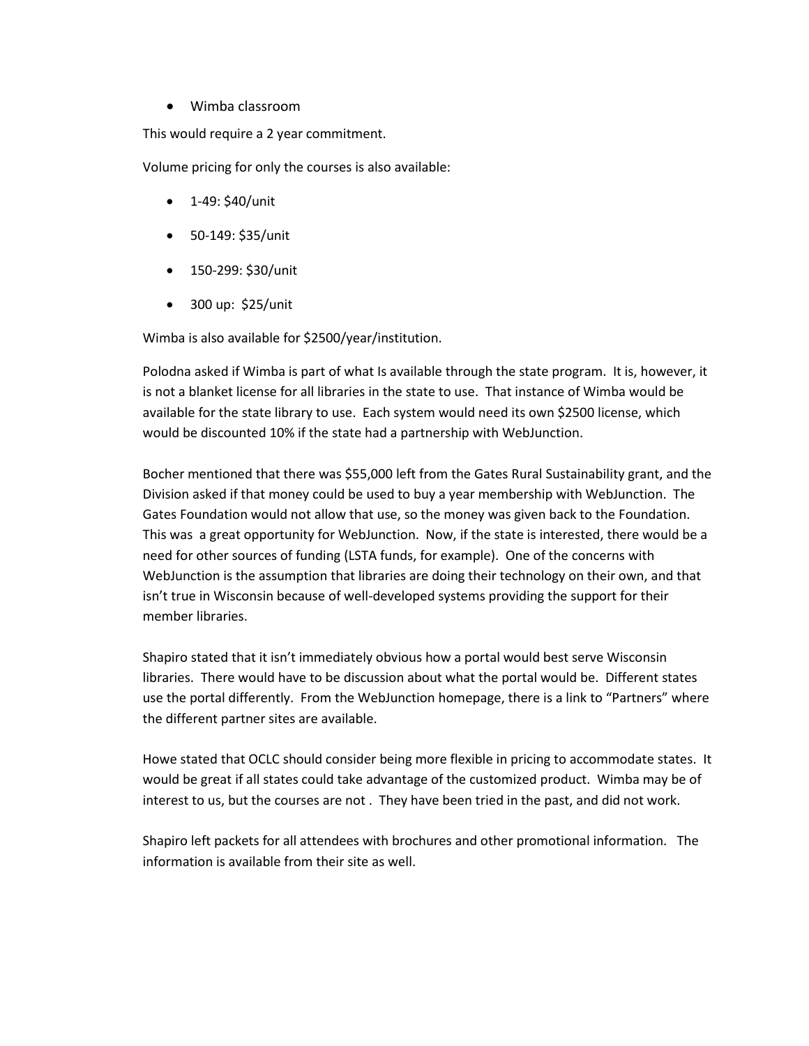- Wimba classroom

This would require a 2 year commitment.

Volume pricing for only the courses is also available:

- 1-49: $40/unit
- 50-149: $35/unit
- 150-299: $30/unit
- 300 up: $25/unit

Wimba is also available for $2500/year/institution.

Polodna asked if Wimba is part of what Is available through the state program. It is, however, it is not a blanket license for all libraries in the state to use. That instance of Wimba would be available for the state library to use. Each system would need its own $2500 license, which would be discounted 10% if the state had a partnership with WebJunction.

Bocher mentioned that there was $55,000 left from the Gates Rural Sustainability grant, and the Division asked if that money could be used to buy a year membership with WebJunction. The Gates Foundation would not allow that use, so the money was given back to the Foundation. This was a great opportunity for WebJunction. Now, if the state is interested, there would be a need for other sources of funding (LSTA funds, for example). One of the concerns with WebJunction is the assumption that libraries are doing their technology on their own, and that isn't true in Wisconsin because of well-developed systems providing the support for their member libraries.

Shapiro stated that it isn't immediately obvious how a portal would best serve Wisconsin libraries. There would have to be discussion about what the portal would be. Different states use the portal differently. From the WebJunction homepage, there is a link to "Partners" where the different partner sites are available.

Howe stated that OCLC should consider being more flexible in pricing to accommodate states. It would be great if all states could take advantage of the customized product. Wimba may be of interest to us, but the courses are not . They have been tried in the past, and did not work.

Shapiro left packets for all attendees with brochures and other promotional information. The information is available from their site as well.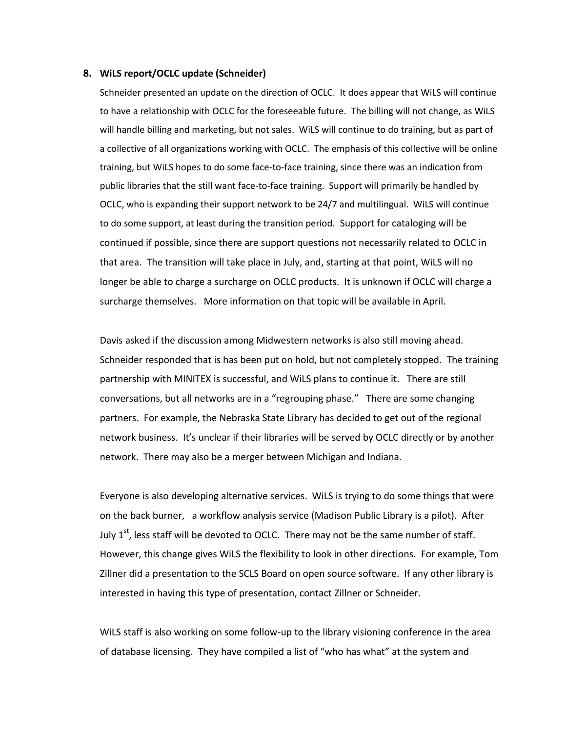**8. WiLS report/OCLC update (Schneider)**

Schneider presented an update on the direction of OCLC. It does appear that WiLS will continue to have a relationship with OCLC for the foreseeable future. The billing will not change, as WiLS will handle billing and marketing, but not sales. WiLS will continue to do training, but as part of a collective of all organizations working with OCLC. The emphasis of this collective will be online training, but WiLS hopes to do some face-to-face training, since there was an indication from public libraries that the still want face-to-face training. Support will primarily be handled by OCLC, who is expanding their support network to be 24/7 and multilingual. WiLS will continue to do some support, at least during the transition period. Support for cataloging will be continued if possible, since there are support questions not necessarily related to OCLC in that area. The transition will take place in July, and, starting at that point, WiLS will no longer be able to charge a surcharge on OCLC products. It is unknown if OCLC will charge a surcharge themselves. More information on that topic will be available in April.

Davis asked if the discussion among Midwestern networks is also still moving ahead. Schneider responded that is has been put on hold, but not completely stopped. The training partnership with MINITEX is successful, and WiLS plans to continue it. There are still conversations, but all networks are in a "regrouping phase." There are some changing partners. For example, the Nebraska State Library has decided to get out of the regional network business. It's unclear if their libraries will be served by OCLC directly or by another network. There may also be a merger between Michigan and Indiana.

Everyone is also developing alternative services. WiLS is trying to do some things that were on the back burner, a workflow analysis service (Madison Public Library is a pilot). After July 1st, less staff will be devoted to OCLC. There may not be the same number of staff. However, this change gives WiLS the flexibility to look in other directions. For example, Tom Zillner did a presentation to the SCLS Board on open source software. If any other library is interested in having this type of presentation, contact Zillner or Schneider.

WiLS staff is also working on some follow-up to the library visioning conference in the area of database licensing. They have compiled a list of "who has what" at the system and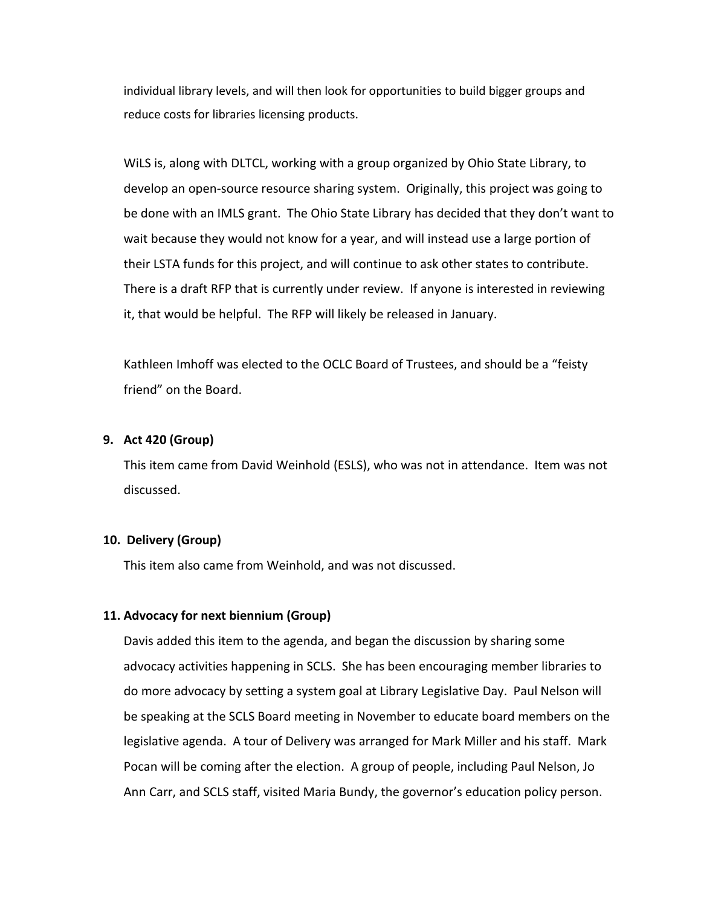individual library levels, and will then look for opportunities to build bigger groups and reduce costs for libraries licensing products.

WiLS is, along with DLTCL, working with a group organized by Ohio State Library, to develop an open-source resource sharing system. Originally, this project was going to be done with an IMLS grant. The Ohio State Library has decided that they don't want to wait because they would not know for a year, and will instead use a large portion of their LSTA funds for this project, and will continue to ask other states to contribute. There is a draft RFP that is currently under review. If anyone is interested in reviewing it, that would be helpful. The RFP will likely be released in January.

Kathleen Imhoff was elected to the OCLC Board of Trustees, and should be a "feisty friend" on the Board.

**9. Act 420 (Group)**

This item came from David Weinhold (ESLS), who was not in attendance. Item was not discussed.

**10. Delivery (Group)**

This item also came from Weinhold, and was not discussed.

**11. Advocacy for next biennium (Group)**

Davis added this item to the agenda, and began the discussion by sharing some advocacy activities happening in SCLS. She has been encouraging member libraries to do more advocacy by setting a system goal at Library Legislative Day. Paul Nelson will be speaking at the SCLS Board meeting in November to educate board members on the legislative agenda. A tour of Delivery was arranged for Mark Miller and his staff. Mark Pocan will be coming after the election. A group of people, including Paul Nelson, Jo Ann Carr, and SCLS staff, visited Maria Bundy, the governor's education policy person.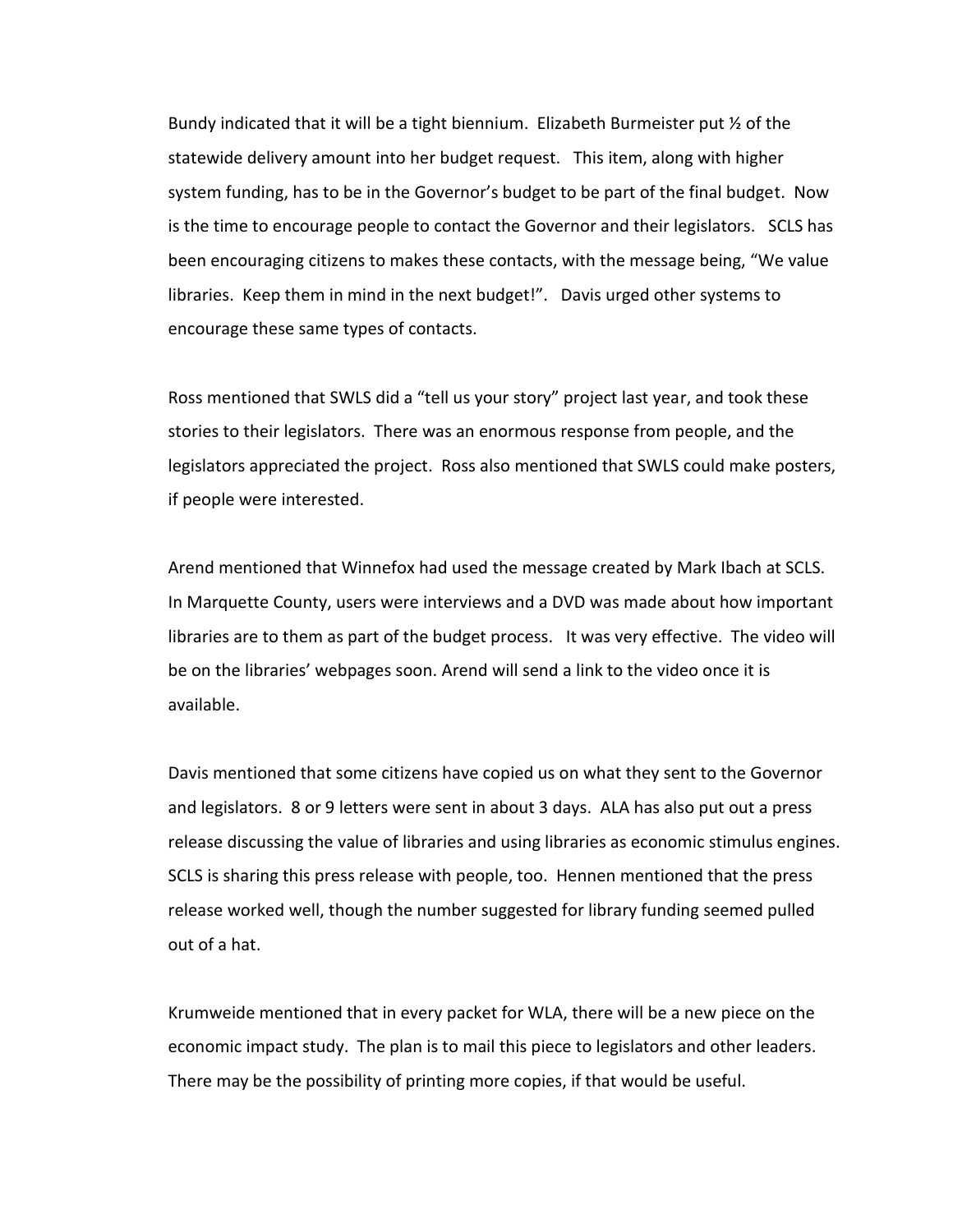Bundy indicated that it will be a tight biennium. Elizabeth Burmeister put ½ of the statewide delivery amount into her budget request. This item, along with higher system funding, has to be in the Governor's budget to be part of the final budget. Now is the time to encourage people to contact the Governor and their legislators. SCLS has been encouraging citizens to makes these contacts, with the message being, "We value libraries. Keep them in mind in the next budget!". Davis urged other systems to encourage these same types of contacts.

Ross mentioned that SWLS did a "tell us your story" project last year, and took these stories to their legislators. There was an enormous response from people, and the legislators appreciated the project. Ross also mentioned that SWLS could make posters, if people were interested.

Arend mentioned that Winnefox had used the message created by Mark Ibach at SCLS. In Marquette County, users were interviews and a DVD was made about how important libraries are to them as part of the budget process. It was very effective. The video will be on the libraries' webpages soon. Arend will send a link to the video once it is available.

Davis mentioned that some citizens have copied us on what they sent to the Governor and legislators. 8 or 9 letters were sent in about 3 days. ALA has also put out a press release discussing the value of libraries and using libraries as economic stimulus engines. SCLS is sharing this press release with people, too. Hennen mentioned that the press release worked well, though the number suggested for library funding seemed pulled out of a hat.

Krumweide mentioned that in every packet for WLA, there will be a new piece on the economic impact study. The plan is to mail this piece to legislators and other leaders. There may be the possibility of printing more copies, if that would be useful.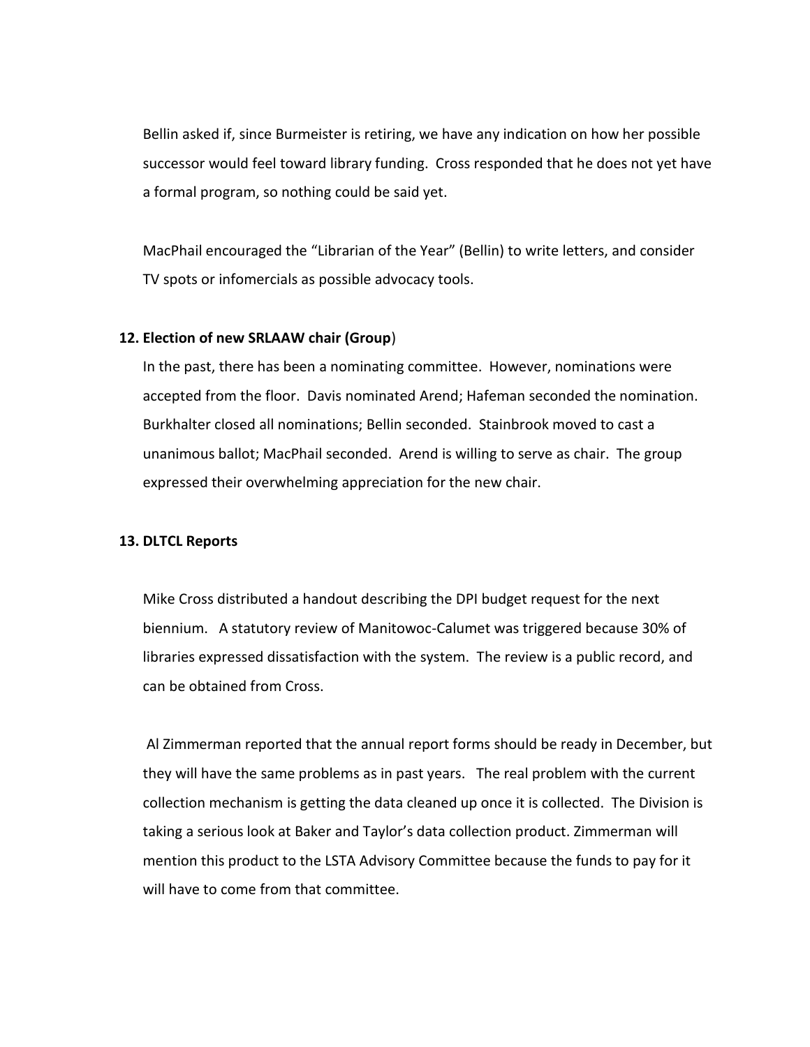Bellin asked if, since Burmeister is retiring, we have any indication on how her possible successor would feel toward library funding. Cross responded that he does not yet have a formal program, so nothing could be said yet.

MacPhail encouraged the "Librarian of the Year" (Bellin) to write letters, and consider TV spots or infomercials as possible advocacy tools.

**12. Election of new SRLAAW chair (Group)**

In the past, there has been a nominating committee. However, nominations were accepted from the floor. Davis nominated Arend; Hafeman seconded the nomination. Burkhalter closed all nominations; Bellin seconded. Stainbrook moved to cast a unanimous ballot; MacPhail seconded. Arend is willing to serve as chair. The group expressed their overwhelming appreciation for the new chair.

**13. DLTCL Reports**

Mike Cross distributed a handout describing the DPI budget request for the next biennium. A statutory review of Manitowoc-Calumet was triggered because 30% of libraries expressed dissatisfaction with the system. The review is a public record, and can be obtained from Cross.

Al Zimmerman reported that the annual report forms should be ready in December, but they will have the same problems as in past years. The real problem with the current collection mechanism is getting the data cleaned up once it is collected. The Division is taking a serious look at Baker and Taylor's data collection product. Zimmerman will mention this product to the LSTA Advisory Committee because the funds to pay for it will have to come from that committee.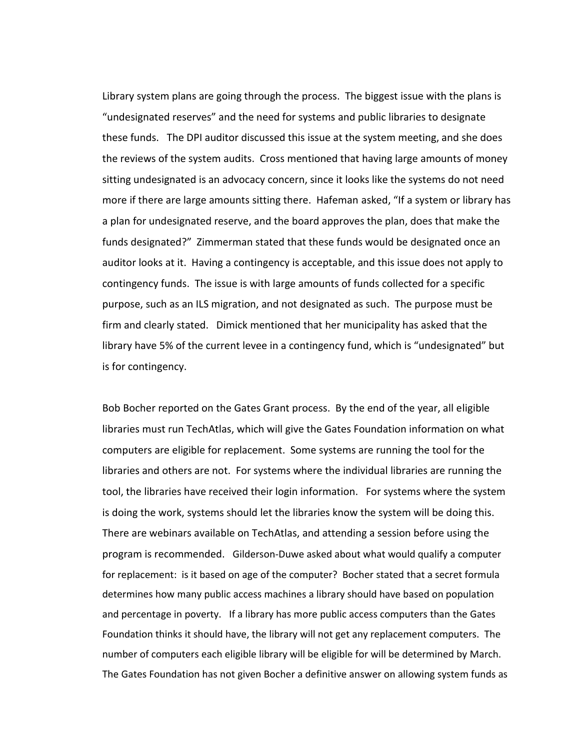Library system plans are going through the process. The biggest issue with the plans is "undesignated reserves" and the need for systems and public libraries to designate these funds. The DPI auditor discussed this issue at the system meeting, and she does the reviews of the system audits. Cross mentioned that having large amounts of money sitting undesignated is an advocacy concern, since it looks like the systems do not need more if there are large amounts sitting there. Hafeman asked, "If a system or library has a plan for undesignated reserve, and the board approves the plan, does that make the funds designated?" Zimmerman stated that these funds would be designated once an auditor looks at it. Having a contingency is acceptable, and this issue does not apply to contingency funds. The issue is with large amounts of funds collected for a specific purpose, such as an ILS migration, and not designated as such. The purpose must be firm and clearly stated. Dimick mentioned that her municipality has asked that the library have 5% of the current levee in a contingency fund, which is "undesignated" but is for contingency.

Bob Bocher reported on the Gates Grant process. By the end of the year, all eligible libraries must run TechAtlas, which will give the Gates Foundation information on what computers are eligible for replacement. Some systems are running the tool for the libraries and others are not. For systems where the individual libraries are running the tool, the libraries have received their login information. For systems where the system is doing the work, systems should let the libraries know the system will be doing this. There are webinars available on TechAtlas, and attending a session before using the program is recommended. Gilderson-Duwe asked about what would qualify a computer for replacement: is it based on age of the computer? Bocher stated that a secret formula determines how many public access machines a library should have based on population and percentage in poverty. If a library has more public access computers than the Gates Foundation thinks it should have, the library will not get any replacement computers. The number of computers each eligible library will be eligible for will be determined by March. The Gates Foundation has not given Bocher a definitive answer on allowing system funds as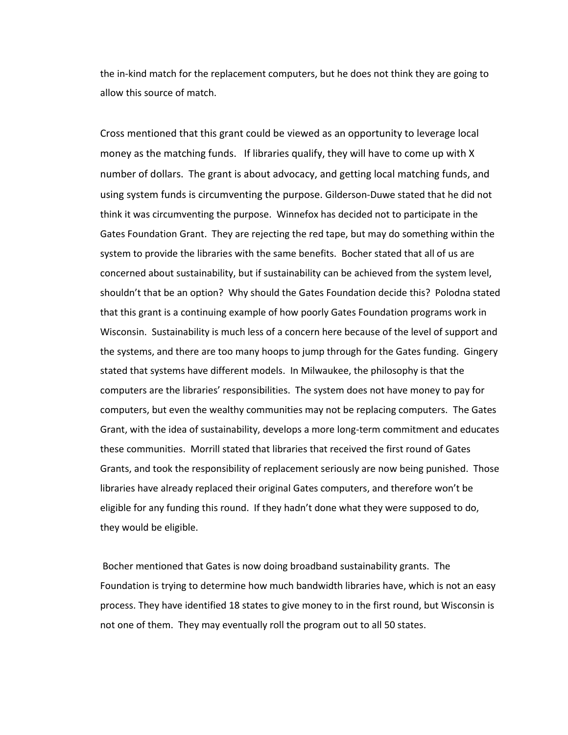the in-kind match for the replacement computers, but he does not think they are going to allow this source of match.

Cross mentioned that this grant could be viewed as an opportunity to leverage local money as the matching funds. If libraries qualify, they will have to come up with X number of dollars. The grant is about advocacy, and getting local matching funds, and using system funds is circumventing the purpose. Gilderson-Duwe stated that he did not think it was circumventing the purpose. Winnefox has decided not to participate in the Gates Foundation Grant. They are rejecting the red tape, but may do something within the system to provide the libraries with the same benefits. Bocher stated that all of us are concerned about sustainability, but if sustainability can be achieved from the system level, shouldn't that be an option? Why should the Gates Foundation decide this? Polodna stated that this grant is a continuing example of how poorly Gates Foundation programs work in Wisconsin. Sustainability is much less of a concern here because of the level of support and the systems, and there are too many hoops to jump through for the Gates funding. Gingery stated that systems have different models. In Milwaukee, the philosophy is that the computers are the libraries' responsibilities. The system does not have money to pay for computers, but even the wealthy communities may not be replacing computers. The Gates Grant, with the idea of sustainability, develops a more long-term commitment and educates these communities. Morrill stated that libraries that received the first round of Gates Grants, and took the responsibility of replacement seriously are now being punished. Those libraries have already replaced their original Gates computers, and therefore won't be eligible for any funding this round. If they hadn't done what they were supposed to do, they would be eligible.

Bocher mentioned that Gates is now doing broadband sustainability grants. The Foundation is trying to determine how much bandwidth libraries have, which is not an easy process. They have identified 18 states to give money to in the first round, but Wisconsin is not one of them. They may eventually roll the program out to all 50 states.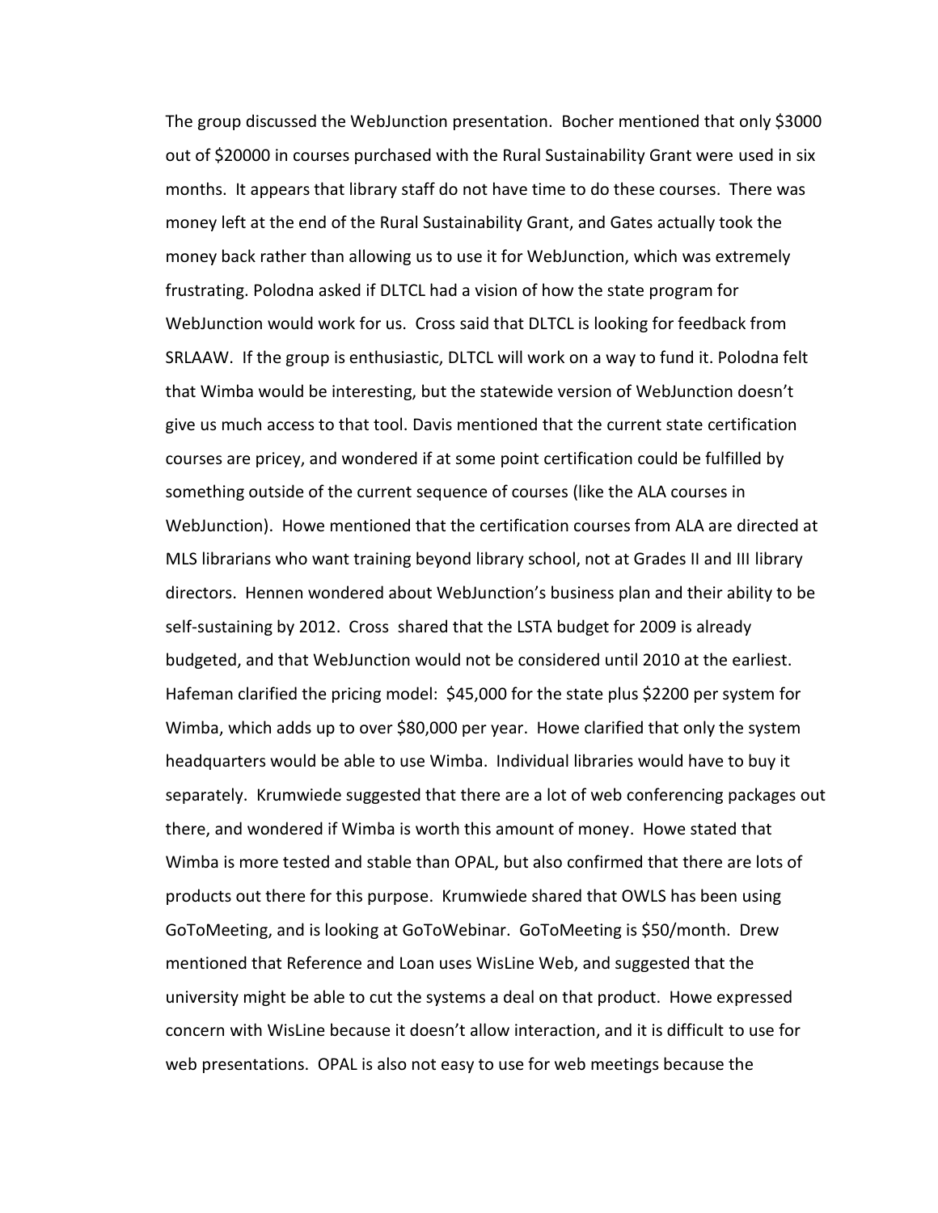The group discussed the WebJunction presentation. Bocher mentioned that only $3000 out of $20000 in courses purchased with the Rural Sustainability Grant were used in six months. It appears that library staff do not have time to do these courses. There was money left at the end of the Rural Sustainability Grant, and Gates actually took the money back rather than allowing us to use it for WebJunction, which was extremely frustrating. Polodna asked if DLTCL had a vision of how the state program for WebJunction would work for us. Cross said that DLTCL is looking for feedback from SRLAAW. If the group is enthusiastic, DLTCL will work on a way to fund it. Polodna felt that Wimba would be interesting, but the statewide version of WebJunction doesn't give us much access to that tool. Davis mentioned that the current state certification courses are pricey, and wondered if at some point certification could be fulfilled by something outside of the current sequence of courses (like the ALA courses in WebJunction). Howe mentioned that the certification courses from ALA are directed at MLS librarians who want training beyond library school, not at Grades II and III library directors. Hennen wondered about WebJunction's business plan and their ability to be self-sustaining by 2012. Cross shared that the LSTA budget for 2009 is already budgeted, and that WebJunction would not be considered until 2010 at the earliest. Hafeman clarified the pricing model: $45,000 for the state plus $2200 per system for Wimba, which adds up to over $80,000 per year. Howe clarified that only the system headquarters would be able to use Wimba. Individual libraries would have to buy it separately. Krumwiede suggested that there are a lot of web conferencing packages out there, and wondered if Wimba is worth this amount of money. Howe stated that Wimba is more tested and stable than OPAL, but also confirmed that there are lots of products out there for this purpose. Krumwiede shared that OWLS has been using GoToMeeting, and is looking at GoToWebinar. GoToMeeting is $50/month. Drew mentioned that Reference and Loan uses WisLine Web, and suggested that the university might be able to cut the systems a deal on that product. Howe expressed concern with WisLine because it doesn't allow interaction, and it is difficult to use for web presentations. OPAL is also not easy to use for web meetings because the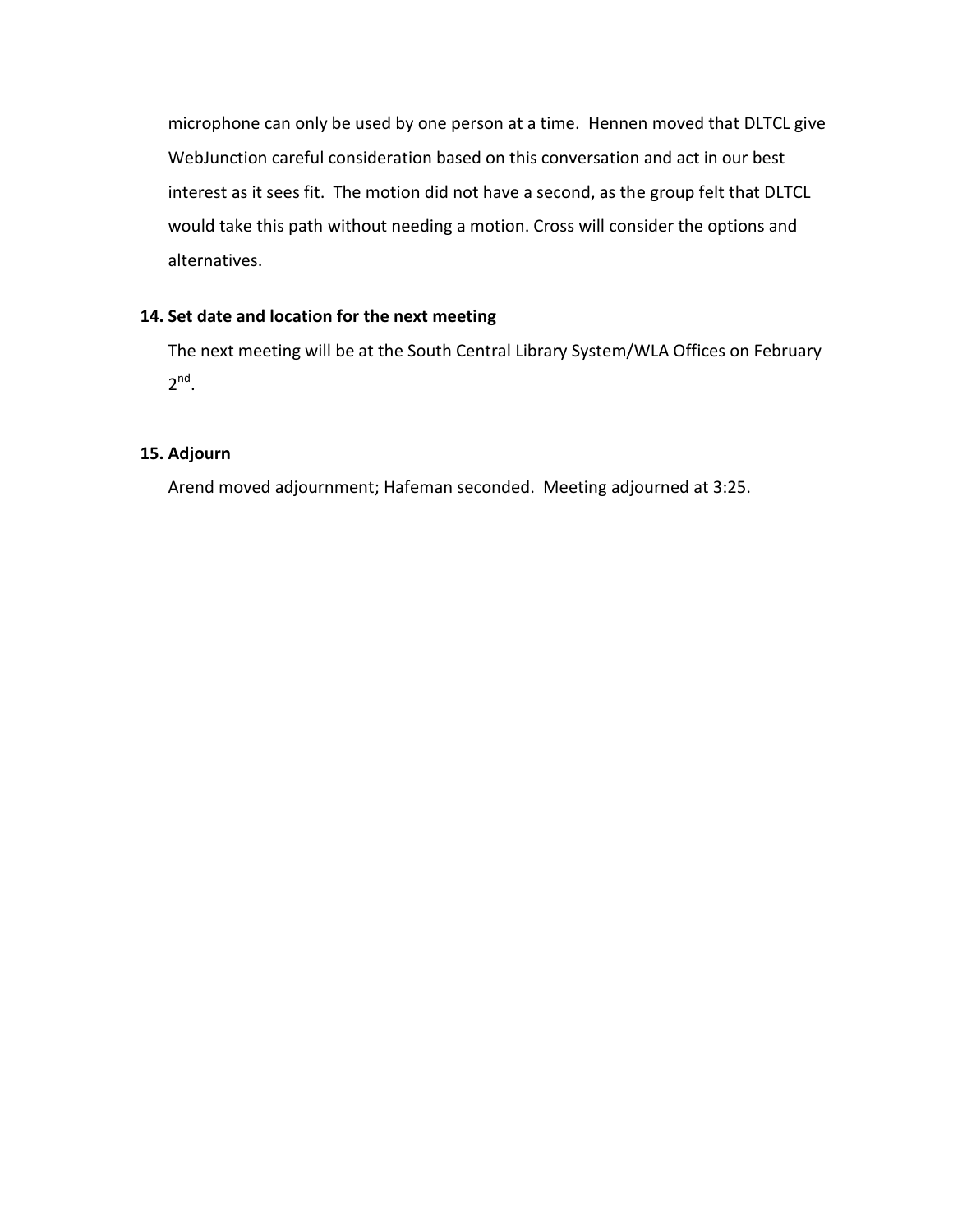microphone can only be used by one person at a time.  Hennen moved that DLTCL give WebJunction careful consideration based on this conversation and act in our best interest as it sees fit.  The motion did not have a second, as the group felt that DLTCL would take this path without needing a motion. Cross will consider the options and alternatives.

**14. Set date and location for the next meeting**

The next meeting will be at the South Central Library System/WLA Offices on February 2nd.

**15. Adjourn**

Arend moved adjournment; Hafeman seconded.  Meeting adjourned at 3:25.